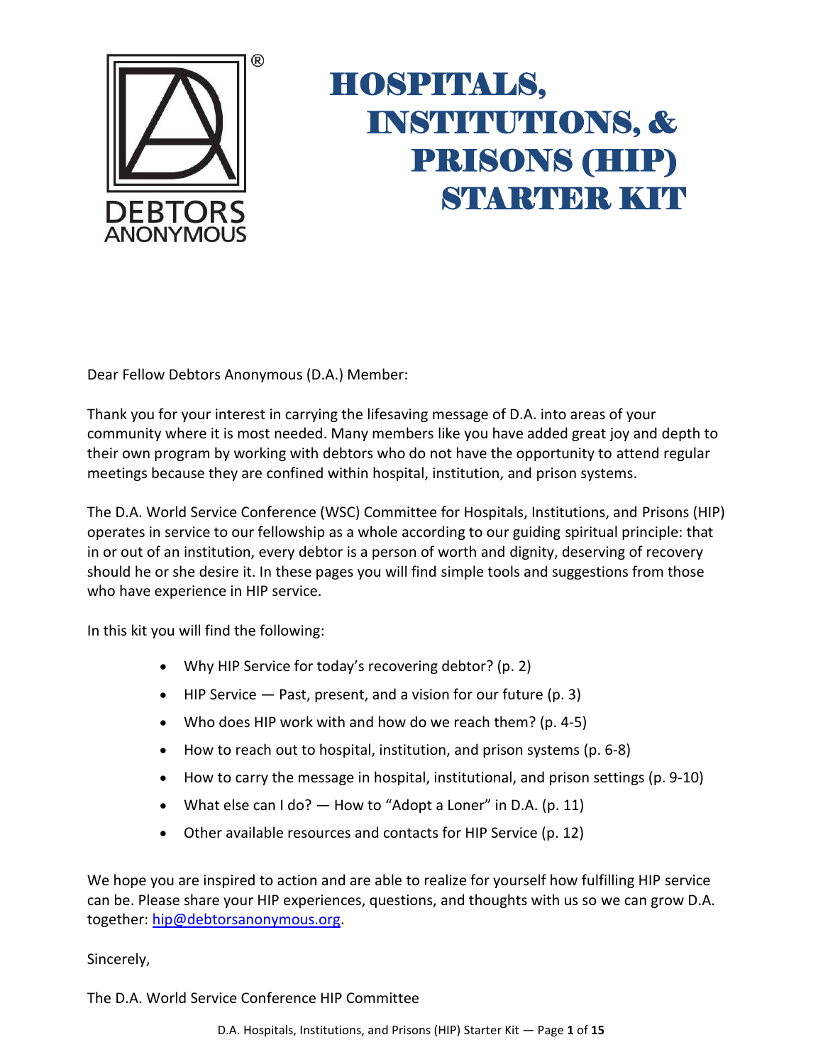# HOSPITALS, INSTITUTIONS, & PRISONS (HIP) STARTER KIT

Dear Fellow Debtors Anonymous (D.A.) Member:

Thank you for your interest in carrying the lifesaving message of D.A. into areas of your community where it is most needed. Many members like you have added great joy and depth to their own program by working with debtors who do not have the opportunity to attend regular meetings because they are confined within hospital, institution, and prison systems.

The D.A. World Service Conference (WSC) Committee for Hospitals, Institutions, and Prisons (HIP) operates in service to our fellowship as a whole according to our guiding spiritual principle: that in or out of an institution, every debtor is a person of worth and dignity, deserving of recovery should he or she desire it. In these pages you will find simple tools and suggestions from those who have experience in HIP service.

In this kit you will find the following:

- Why HIP Service for today's recovering debtor? (p. 2)
- HIP Service — Past, present, and a vision for our future (p. 3)
- Who does HIP work with and how do we reach them? (p. 4-5)
- How to reach out to hospital, institution, and prison systems (p. 6-8)
- How to carry the message in hospital, institutional, and prison settings (p. 9-10)
- What else can I do? — How to "Adopt a Loner" in D.A. (p. 11)
- Other available resources and contacts for HIP Service (p. 12)

We hope you are inspired to action and are able to realize for yourself how fulfilling HIP service can be. Please share your HIP experiences, questions, and thoughts with us so we can grow D.A. together: hip@debtorsanonymous.org.

Sincerely,

The D.A. World Service Conference HIP Committee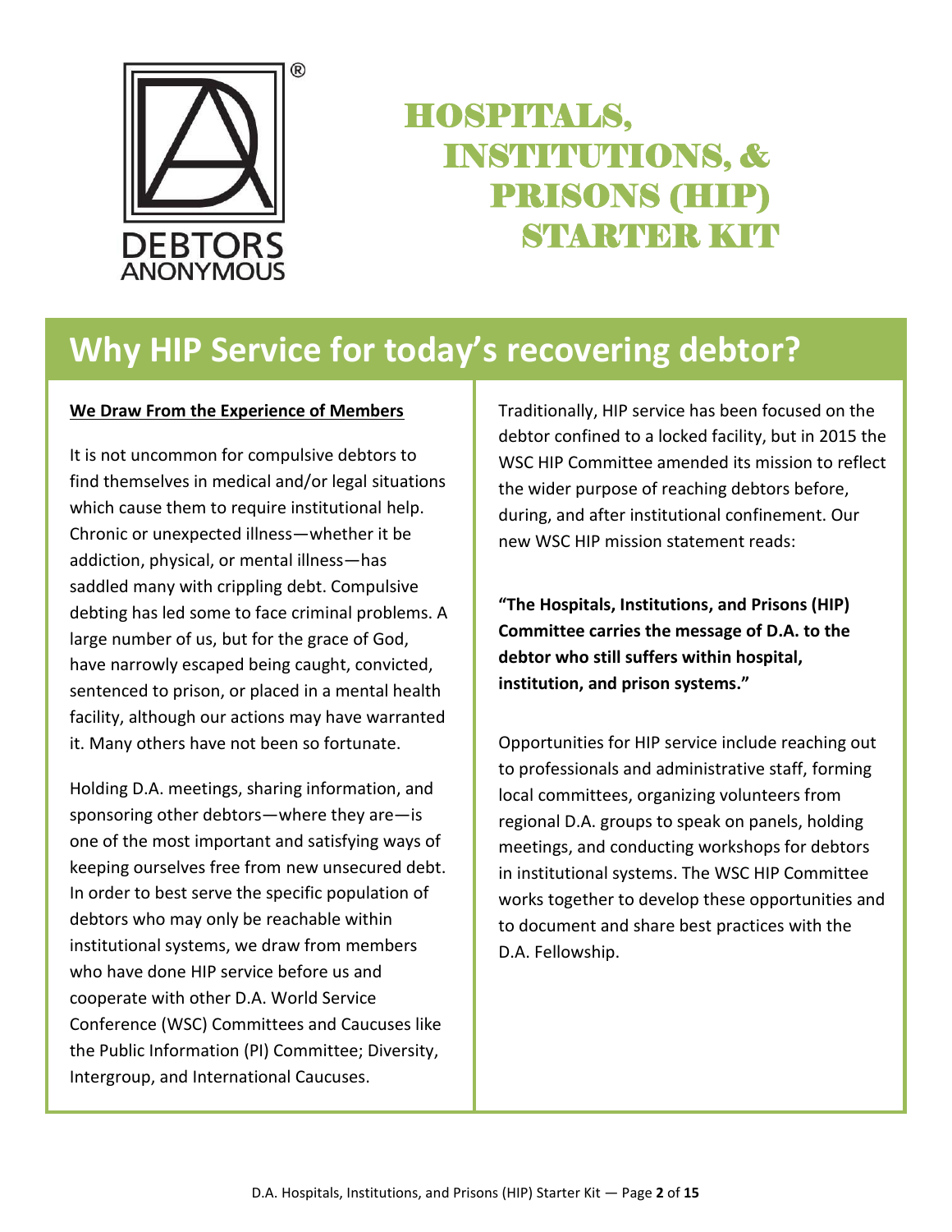DEBTORS ANONYMOUS

# HOSPITALS, INSTITUTIONS, & PRISONS (HIP) STARTER KIT

## Why HIP Service for today's recovering debtor?

**We Draw From the Experience of Members**

It is not uncommon for compulsive debtors to find themselves in medical and/or legal situations which cause them to require institutional help. Chronic or unexpected illness—whether it be addiction, physical, or mental illness—has saddled many with crippling debt. Compulsive debting has led some to face criminal problems. A large number of us, but for the grace of God, have narrowly escaped being caught, convicted, sentenced to prison, or placed in a mental health facility, although our actions may have warranted it. Many others have not been so fortunate.

Holding D.A. meetings, sharing information, and sponsoring other debtors—where they are—is one of the most important and satisfying ways of keeping ourselves free from new unsecured debt. In order to best serve the specific population of debtors who may only be reachable within institutional systems, we draw from members who have done HIP service before us and cooperate with other D.A. World Service Conference (WSC) Committees and Caucuses like the Public Information (PI) Committee; Diversity, Intergroup, and International Caucuses.

Traditionally, HIP service has been focused on the debtor confined to a locked facility, but in 2015 the WSC HIP Committee amended its mission to reflect the wider purpose of reaching debtors before, during, and after institutional confinement. Our new WSC HIP mission statement reads:

**"The Hospitals, Institutions, and Prisons (HIP) Committee carries the message of D.A. to the debtor who still suffers within hospital, institution, and prison systems."**

Opportunities for HIP service include reaching out to professionals and administrative staff, forming local committees, organizing volunteers from regional D.A. groups to speak on panels, holding meetings, and conducting workshops for debtors in institutional systems. The WSC HIP Committee works together to develop these opportunities and to document and share best practices with the D.A. Fellowship.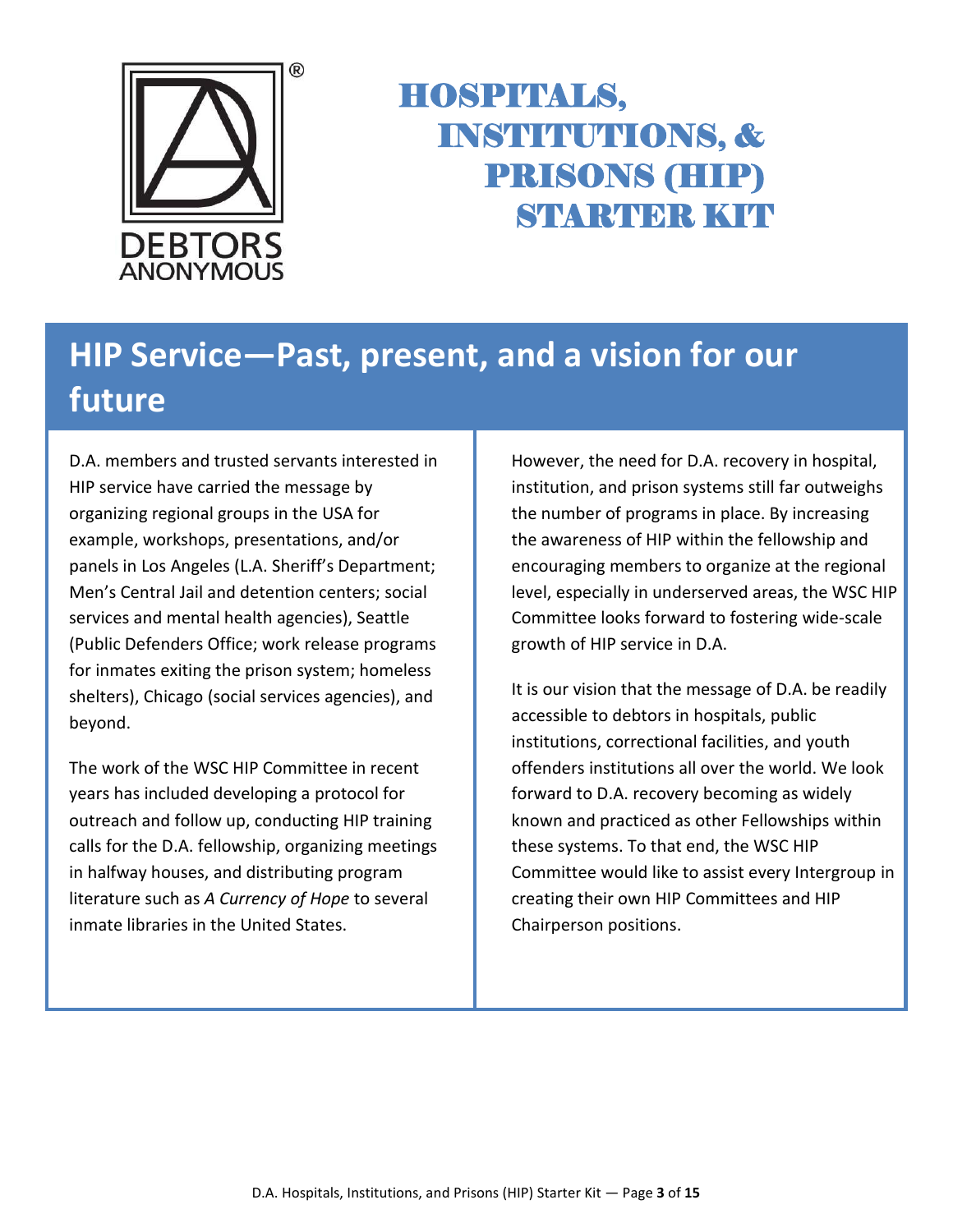# HOSPITALS, INSTITUTIONS, & PRISONS (HIP) STARTER KIT

## HIP Service—Past, present, and a vision for our future

D.A. members and trusted servants interested in HIP service have carried the message by organizing regional groups in the USA for example, workshops, presentations, and/or panels in Los Angeles (L.A. Sheriff's Department; Men's Central Jail and detention centers; social services and mental health agencies), Seattle (Public Defenders Office; work release programs for inmates exiting the prison system; homeless shelters), Chicago (social services agencies), and beyond.

The work of the WSC HIP Committee in recent years has included developing a protocol for outreach and follow up, conducting HIP training calls for the D.A. fellowship, organizing meetings in halfway houses, and distributing program literature such as *A Currency of Hope* to several inmate libraries in the United States.

However, the need for D.A. recovery in hospital, institution, and prison systems still far outweighs the number of programs in place. By increasing the awareness of HIP within the fellowship and encouraging members to organize at the regional level, especially in underserved areas, the WSC HIP Committee looks forward to fostering wide-scale growth of HIP service in D.A.

It is our vision that the message of D.A. be readily accessible to debtors in hospitals, public institutions, correctional facilities, and youth offenders institutions all over the world. We look forward to D.A. recovery becoming as widely known and practiced as other Fellowships within these systems. To that end, the WSC HIP Committee would like to assist every Intergroup in creating their own HIP Committees and HIP Chairperson positions.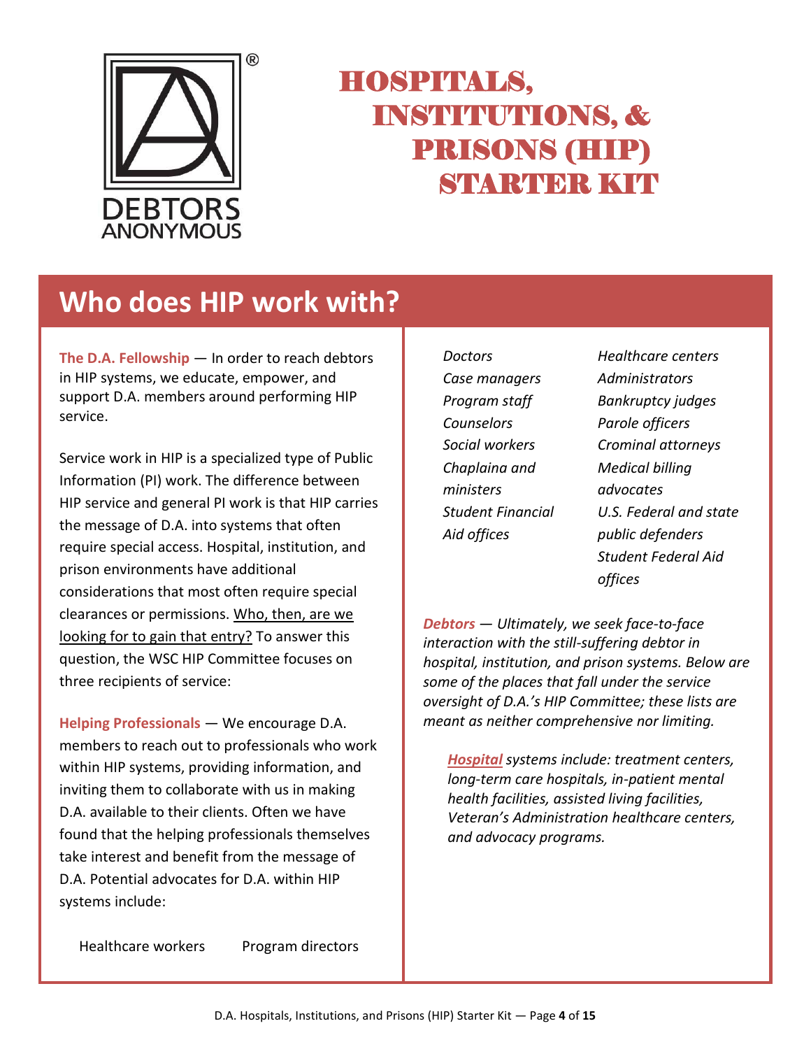# HOSPITALS, INSTITUTIONS, & PRISONS (HIP) STARTER KIT

DEBTORS ANONYMOUS

## Who does HIP work with?

**The D.A. Fellowship** — In order to reach debtors in HIP systems, we educate, empower, and support D.A. members around performing HIP service.

Service work in HIP is a specialized type of Public Information (PI) work. The difference between HIP service and general PI work is that HIP carries the message of D.A. into systems that often require special access. Hospital, institution, and prison environments have additional considerations that most often require special clearances or permissions. <u>Who, then, are we looking for to gain that entry?</u> To answer this question, the WSC HIP Committee focuses on three recipients of service:

**Helping Professionals** — We encourage D.A. members to reach out to professionals who work within HIP systems, providing information, and inviting them to collaborate with us in making D.A. available to their clients. Often we have found that the helping professionals themselves take interest and benefit from the message of D.A. Potential advocates for D.A. within HIP systems include:

- Healthcare workers
- Program directors
- *Doctors*
- *Case managers*
- *Program staff*
- *Counselors*
- *Social workers*
- *Chaplaina and ministers*
- *Student Financial Aid offices*
- *Healthcare centers*
- *Administrators*
- *Bankruptcy judges*
- *Parole officers*
- *Crominal attorneys*
- *Medical billing advocates*
- *U.S. Federal and state public defenders*
- *Student Federal Aid offices*

***Debtors*** *— Ultimately, we seek face-to-face interaction with the still-suffering debtor in hospital, institution, and prison systems. Below are some of the places that fall under the service oversight of D.A.'s HIP Committee; these lists are meant as neither comprehensive nor limiting.*

> ***<u>Hospital</u>*** *systems include: treatment centers, long-term care hospitals, in-patient mental health facilities, assisted living facilities, Veteran's Administration healthcare centers, and advocacy programs.*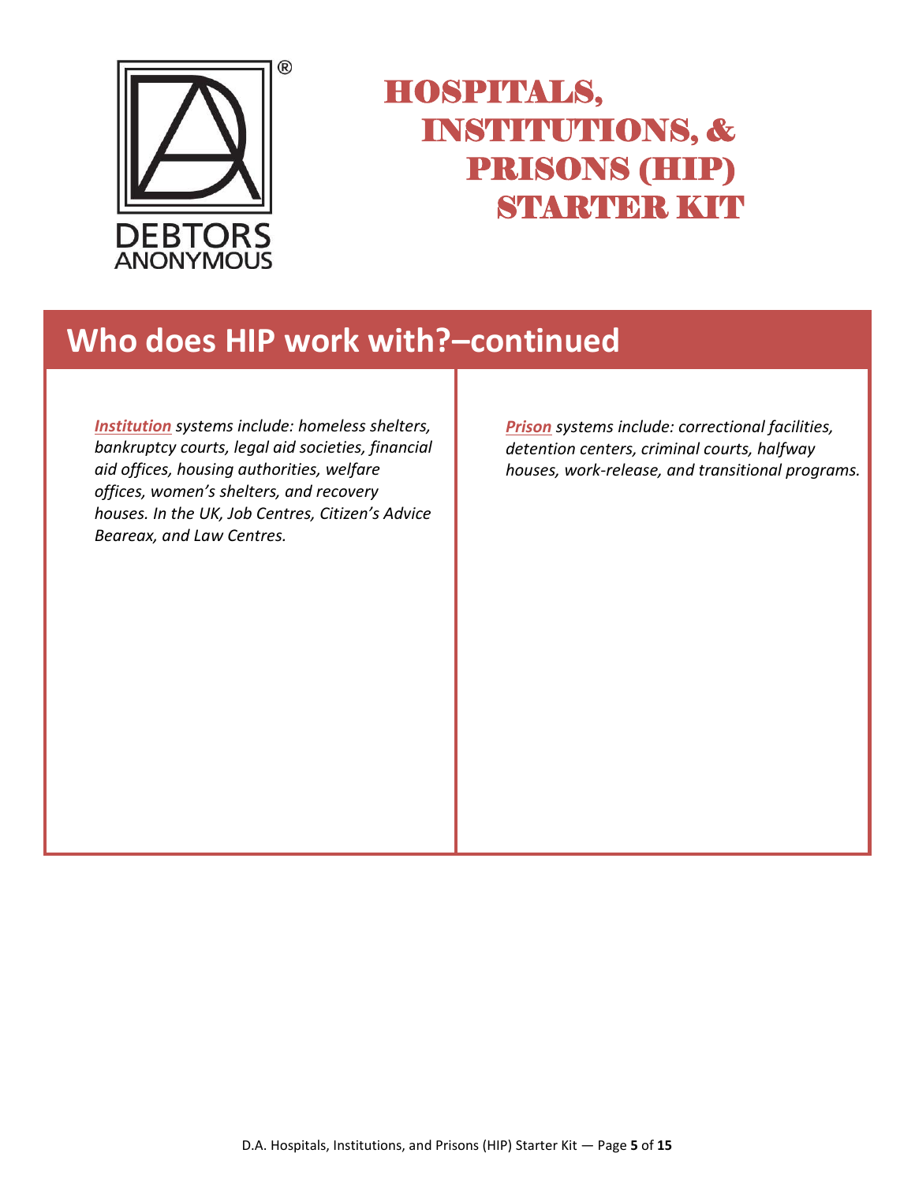# HOSPITALS, INSTITUTIONS, & PRISONS (HIP) STARTER KIT

## Who does HIP work with?–continued

***Institution*** *systems include: homeless shelters, bankruptcy courts, legal aid societies, financial aid offices, housing authorities, welfare offices, women's shelters, and recovery houses. In the UK, Job Centres, Citizen's Advice Beareax, and Law Centres.*

***Prison*** *systems include: correctional facilities, detention centers, criminal courts, halfway houses, work-release, and transitional programs.*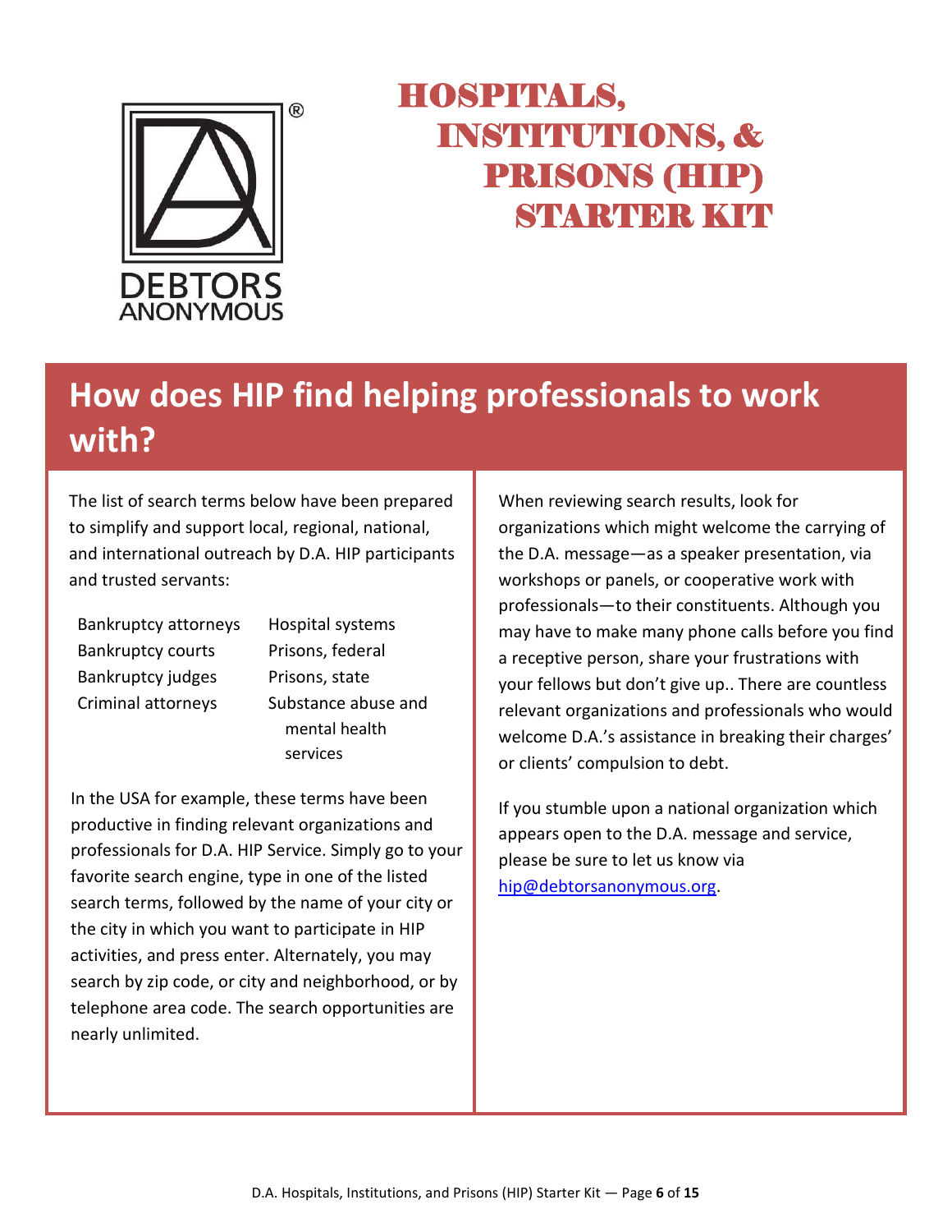# HOSPITALS, INSTITUTIONS, & PRISONS (HIP) STARTER KIT

## How does HIP find helping professionals to work with?

The list of search terms below have been prepared to simplify and support local, regional, national, and international outreach by D.A. HIP participants and trusted servants:

- Bankruptcy attorneys
- Bankruptcy courts
- Bankruptcy judges
- Criminal attorneys
- Hospital systems
- Prisons, federal
- Prisons, state
- Substance abuse and mental health services

In the USA for example, these terms have been productive in finding relevant organizations and professionals for D.A. HIP Service. Simply go to your favorite search engine, type in one of the listed search terms, followed by the name of your city or the city in which you want to participate in HIP activities, and press enter. Alternately, you may search by zip code, or city and neighborhood, or by telephone area code. The search opportunities are nearly unlimited.

When reviewing search results, look for organizations which might welcome the carrying of the D.A. message—as a speaker presentation, via workshops or panels, or cooperative work with professionals—to their constituents. Although you may have to make many phone calls before you find a receptive person, share your frustrations with your fellows but don't give up.. There are countless relevant organizations and professionals who would welcome D.A.'s assistance in breaking their charges' or clients' compulsion to debt.

If you stumble upon a national organization which appears open to the D.A. message and service, please be sure to let us know via hip@debtorsanonymous.org.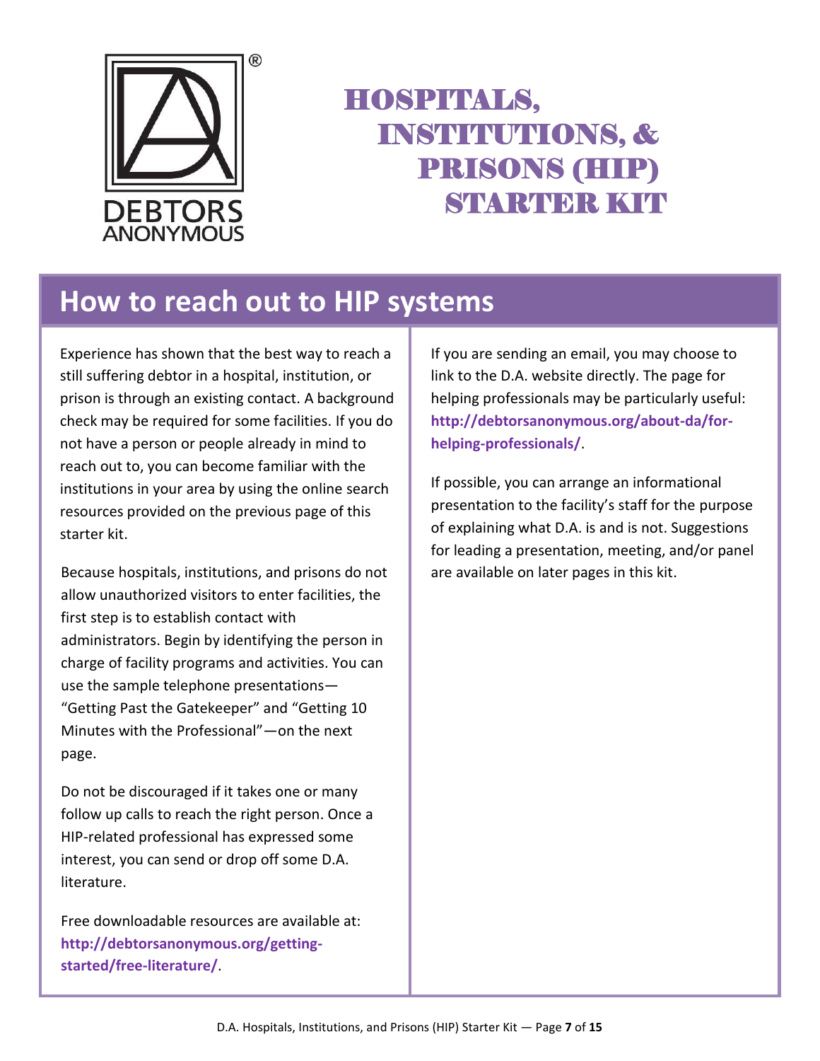# HOSPITALS, INSTITUTIONS, & PRISONS (HIP) STARTER KIT

## How to reach out to HIP systems

Experience has shown that the best way to reach a still suffering debtor in a hospital, institution, or prison is through an existing contact. A background check may be required for some facilities. If you do not have a person or people already in mind to reach out to, you can become familiar with the institutions in your area by using the online search resources provided on the previous page of this starter kit.

Because hospitals, institutions, and prisons do not allow unauthorized visitors to enter facilities, the first step is to establish contact with administrators. Begin by identifying the person in charge of facility programs and activities. You can use the sample telephone presentations—"Getting Past the Gatekeeper" and "Getting 10 Minutes with the Professional"—on the next page.

Do not be discouraged if it takes one or many follow up calls to reach the right person. Once a HIP-related professional has expressed some interest, you can send or drop off some D.A. literature.

Free downloadable resources are available at: **http://debtorsanonymous.org/getting-started/free-literature/**.

If you are sending an email, you may choose to link to the D.A. website directly. The page for helping professionals may be particularly useful: **http://debtorsanonymous.org/about-da/for-helping-professionals/**.

If possible, you can arrange an informational presentation to the facility's staff for the purpose of explaining what D.A. is and is not. Suggestions for leading a presentation, meeting, and/or panel are available on later pages in this kit.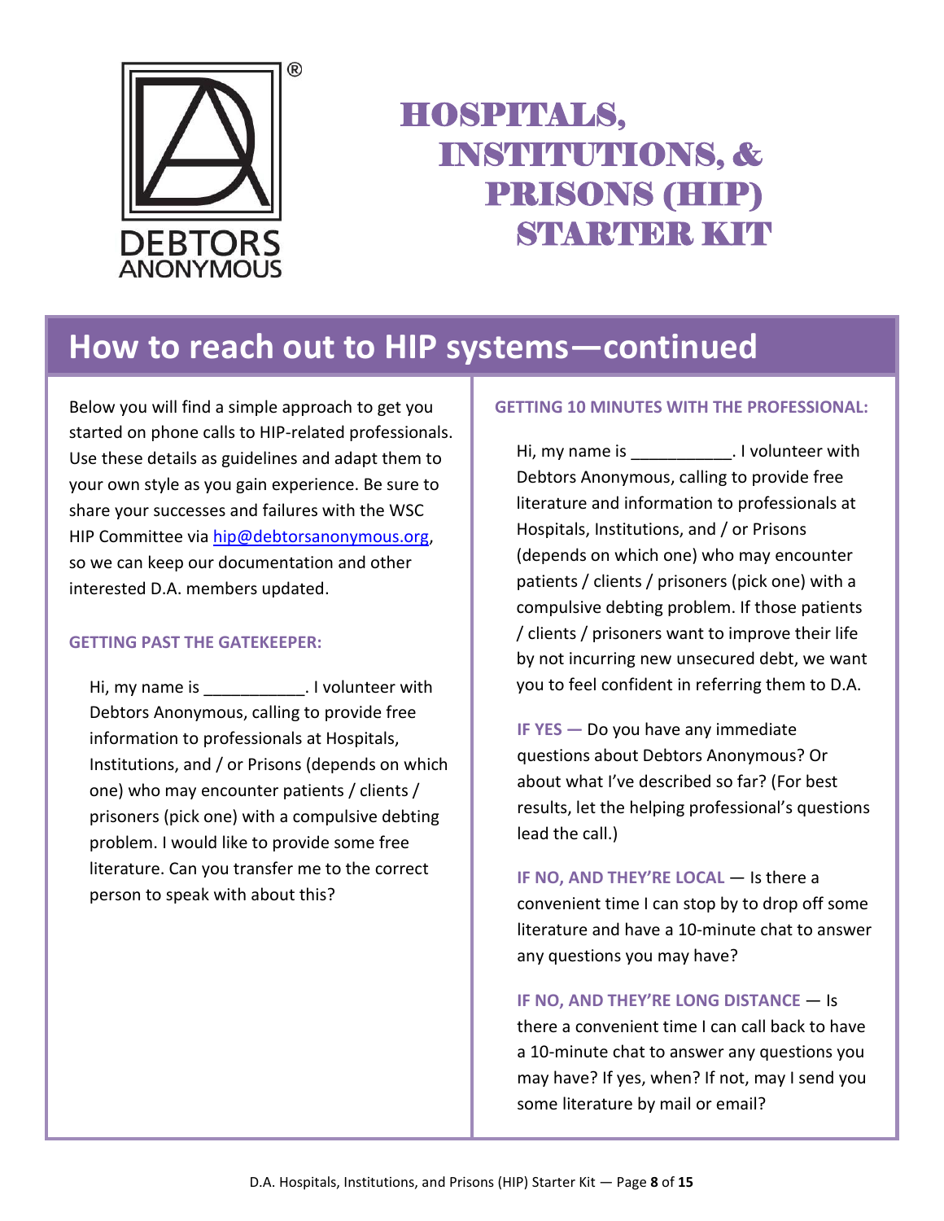# HOSPITALS, INSTITUTIONS, & PRISONS (HIP) STARTER KIT

## How to reach out to HIP systems—continued

Below you will find a simple approach to get you started on phone calls to HIP-related professionals. Use these details as guidelines and adapt them to your own style as you gain experience. Be sure to share your successes and failures with the WSC HIP Committee via hip@debtorsanonymous.org, so we can keep our documentation and other interested D.A. members updated.

### GETTING PAST THE GATEKEEPER:

Hi, my name is ___________. I volunteer with Debtors Anonymous, calling to provide free information to professionals at Hospitals, Institutions, and / or Prisons (depends on which one) who may encounter patients / clients / prisoners (pick one) with a compulsive debting problem. I would like to provide some free literature. Can you transfer me to the correct person to speak with about this?

### GETTING 10 MINUTES WITH THE PROFESSIONAL:

Hi, my name is ___________. I volunteer with Debtors Anonymous, calling to provide free literature and information to professionals at Hospitals, Institutions, and / or Prisons (depends on which one) who may encounter patients / clients / prisoners (pick one) with a compulsive debting problem. If those patients / clients / prisoners want to improve their life by not incurring new unsecured debt, we want you to feel confident in referring them to D.A.

**IF YES —** Do you have any immediate questions about Debtors Anonymous? Or about what I've described so far? (For best results, let the helping professional's questions lead the call.)

**IF NO, AND THEY'RE LOCAL** — Is there a convenient time I can stop by to drop off some literature and have a 10-minute chat to answer any questions you may have?

**IF NO, AND THEY'RE LONG DISTANCE** — Is there a convenient time I can call back to have a 10-minute chat to answer any questions you may have? If yes, when? If not, may I send you some literature by mail or email?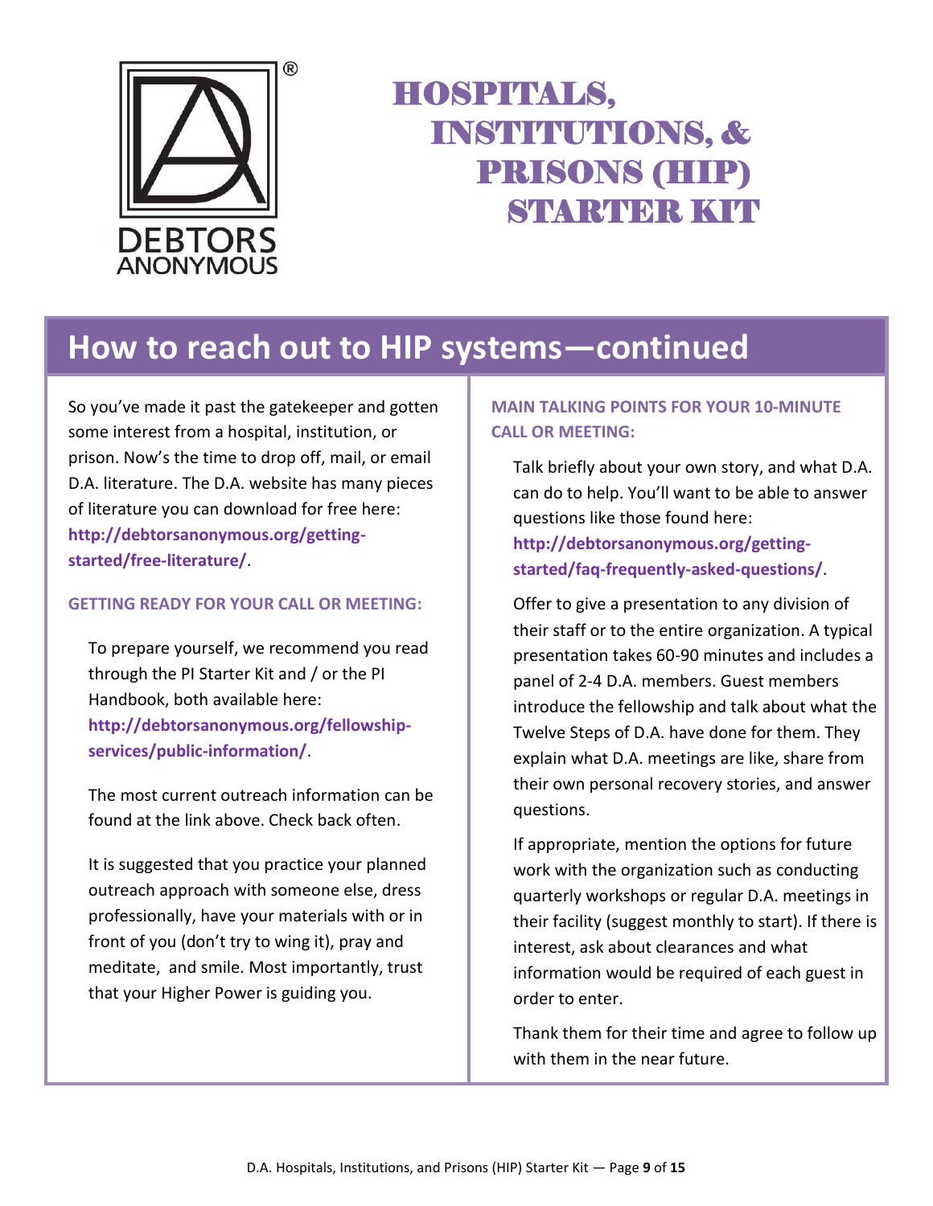# HOSPITALS, INSTITUTIONS, & PRISONS (HIP) STARTER KIT

## How to reach out to HIP systems—continued

So you've made it past the gatekeeper and gotten some interest from a hospital, institution, or prison. Now's the time to drop off, mail, or email D.A. literature. The D.A. website has many pieces of literature you can download for free here: **http://debtorsanonymous.org/getting-started/free-literature/**.

### GETTING READY FOR YOUR CALL OR MEETING:

To prepare yourself, we recommend you read through the PI Starter Kit and / or the PI Handbook, both available here: **http://debtorsanonymous.org/fellowship-services/public-information/**.

The most current outreach information can be found at the link above. Check back often.

It is suggested that you practice your planned outreach approach with someone else, dress professionally, have your materials with or in front of you (don't try to wing it), pray and meditate, and smile. Most importantly, trust that your Higher Power is guiding you.

### MAIN TALKING POINTS FOR YOUR 10-MINUTE CALL OR MEETING:

Talk briefly about your own story, and what D.A. can do to help. You'll want to be able to answer questions like those found here: **http://debtorsanonymous.org/getting-started/faq-frequently-asked-questions/**.

Offer to give a presentation to any division of their staff or to the entire organization. A typical presentation takes 60-90 minutes and includes a panel of 2-4 D.A. members. Guest members introduce the fellowship and talk about what the Twelve Steps of D.A. have done for them. They explain what D.A. meetings are like, share from their own personal recovery stories, and answer questions.

If appropriate, mention the options for future work with the organization such as conducting quarterly workshops or regular D.A. meetings in their facility (suggest monthly to start). If there is interest, ask about clearances and what information would be required of each guest in order to enter.

Thank them for their time and agree to follow up with them in the near future.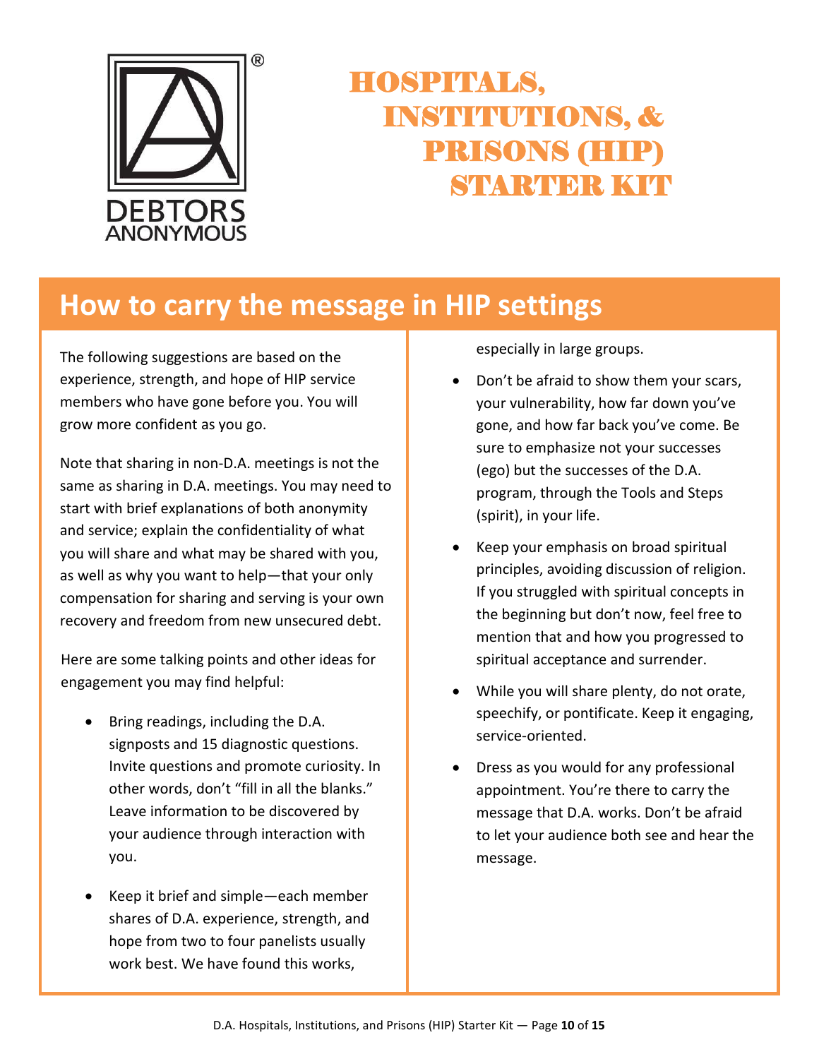DEBTORS ANONYMOUS

# HOSPITALS, INSTITUTIONS, & PRISONS (HIP) STARTER KIT

## How to carry the message in HIP settings

The following suggestions are based on the experience, strength, and hope of HIP service members who have gone before you. You will grow more confident as you go.

Note that sharing in non-D.A. meetings is not the same as sharing in D.A. meetings. You may need to start with brief explanations of both anonymity and service; explain the confidentiality of what you will share and what may be shared with you, as well as why you want to help—that your only compensation for sharing and serving is your own recovery and freedom from new unsecured debt.

Here are some talking points and other ideas for engagement you may find helpful:

- Bring readings, including the D.A. signposts and 15 diagnostic questions. Invite questions and promote curiosity. In other words, don't "fill in all the blanks." Leave information to be discovered by your audience through interaction with you.
- Keep it brief and simple—each member shares of D.A. experience, strength, and hope from two to four panelists usually work best. We have found this works, especially in large groups.
- Don't be afraid to show them your scars, your vulnerability, how far down you've gone, and how far back you've come. Be sure to emphasize not your successes (ego) but the successes of the D.A. program, through the Tools and Steps (spirit), in your life.
- Keep your emphasis on broad spiritual principles, avoiding discussion of religion. If you struggled with spiritual concepts in the beginning but don't now, feel free to mention that and how you progressed to spiritual acceptance and surrender.
- While you will share plenty, do not orate, speechify, or pontificate. Keep it engaging, service-oriented.
- Dress as you would for any professional appointment. You're there to carry the message that D.A. works. Don't be afraid to let your audience both see and hear the message.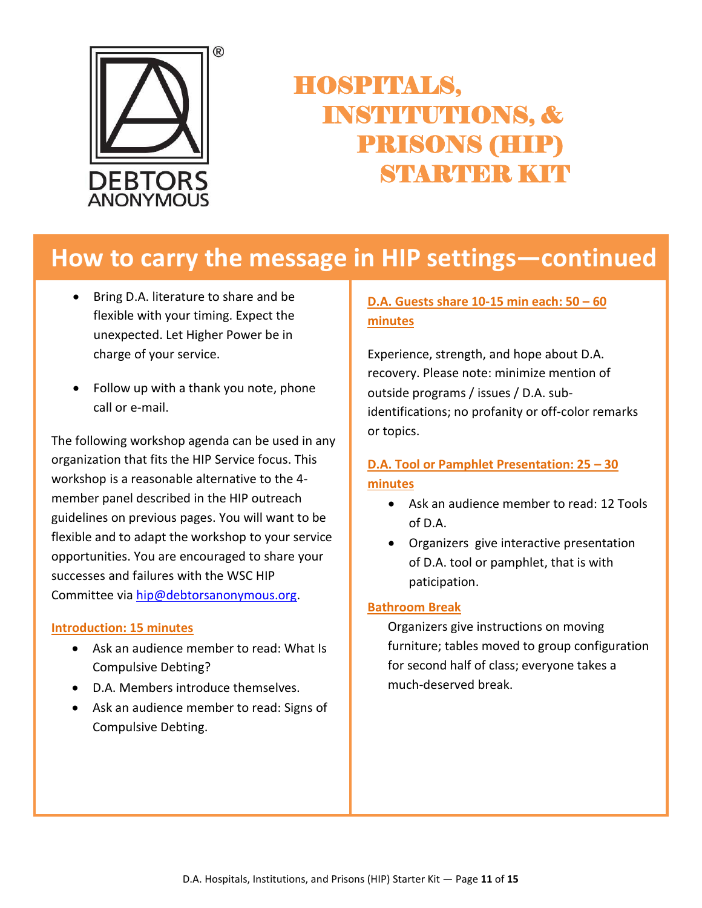# HOSPITALS, INSTITUTIONS, & PRISONS (HIP) STARTER KIT

## How to carry the message in HIP settings—continued

- Bring D.A. literature to share and be flexible with your timing. Expect the unexpected. Let Higher Power be in charge of your service.
- Follow up with a thank you note, phone call or e-mail.

The following workshop agenda can be used in any organization that fits the HIP Service focus. This workshop is a reasonable alternative to the 4-member panel described in the HIP outreach guidelines on previous pages. You will want to be flexible and to adapt the workshop to your service opportunities. You are encouraged to share your successes and failures with the WSC HIP Committee via [hip@debtorsanonymous.org](mailto:hip@debtorsanonymous.org).

### Introduction: 15 minutes

- Ask an audience member to read: What Is Compulsive Debting?
- D.A. Members introduce themselves.
- Ask an audience member to read: Signs of Compulsive Debting.

### D.A. Guests share 10-15 min each: 50 – 60 minutes

Experience, strength, and hope about D.A. recovery. Please note: minimize mention of outside programs / issues / D.A. sub-identifications; no profanity or off-color remarks or topics.

### D.A. Tool or Pamphlet Presentation: 25 – 30 minutes

- Ask an audience member to read: 12 Tools of D.A.
- Organizers give interactive presentation of D.A. tool or pamphlet, that is with paticipation.

### Bathroom Break

Organizers give instructions on moving furniture; tables moved to group configuration for second half of class; everyone takes a much-deserved break.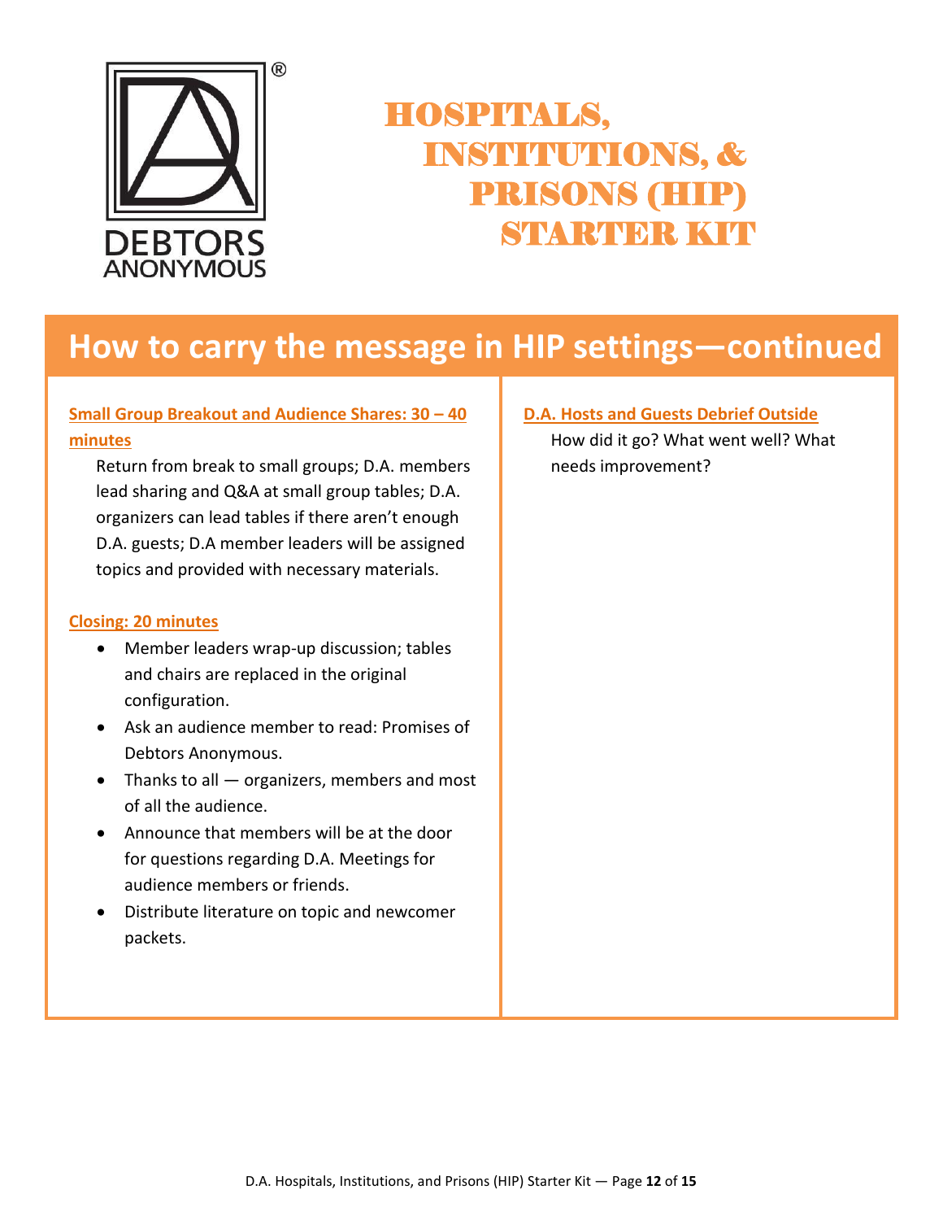# HOSPITALS, INSTITUTIONS, & PRISONS (HIP) STARTER KIT

## How to carry the message in HIP settings—continued

### Small Group Breakout and Audience Shares: 30 – 40 minutes

Return from break to small groups; D.A. members lead sharing and Q&A at small group tables; D.A. organizers can lead tables if there aren't enough D.A. guests; D.A member leaders will be assigned topics and provided with necessary materials.

### Closing: 20 minutes

- Member leaders wrap-up discussion; tables and chairs are replaced in the original configuration.
- Ask an audience member to read: Promises of Debtors Anonymous.
- Thanks to all — organizers, members and most of all the audience.
- Announce that members will be at the door for questions regarding D.A. Meetings for audience members or friends.
- Distribute literature on topic and newcomer packets.

### D.A. Hosts and Guests Debrief Outside

How did it go? What went well? What needs improvement?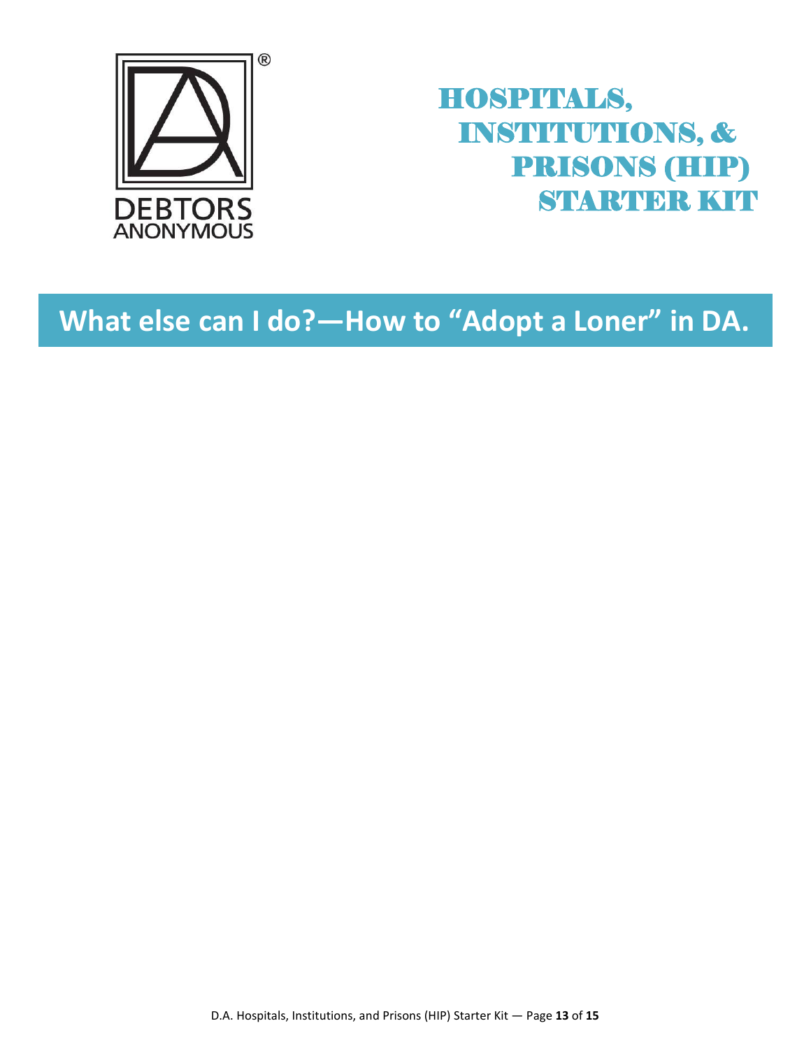DEBTORS ANONYMOUS

# HOSPITALS, INSTITUTIONS, & PRISONS (HIP) STARTER KIT

## What else can I do?—How to “Adopt a Loner” in DA.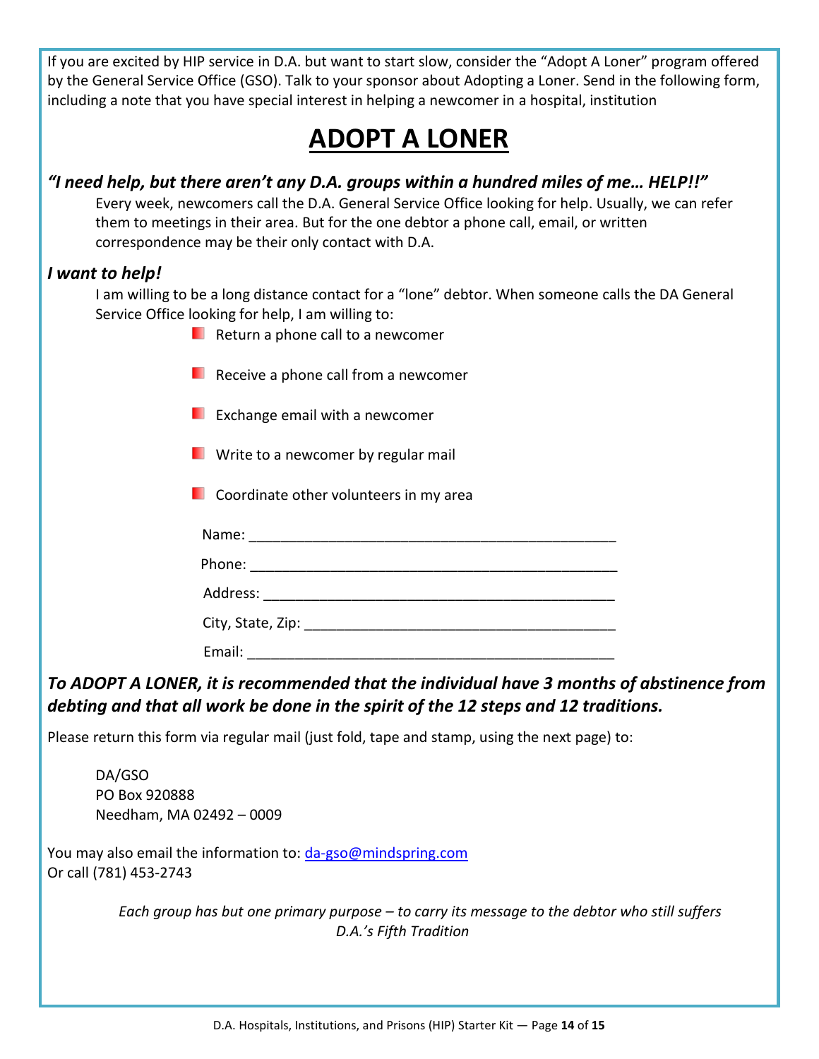If you are excited by HIP service in D.A. but want to start slow, consider the "Adopt A Loner" program offered by the General Service Office (GSO). Talk to your sponsor about Adopting a Loner. Send in the following form, including a note that you have special interest in helping a newcomer in a hospital, institution

# ADOPT A LONER

### *"I need help, but there aren't any D.A. groups within a hundred miles of me… HELP!!"*

Every week, newcomers call the D.A. General Service Office looking for help. Usually, we can refer them to meetings in their area. But for the one debtor a phone call, email, or written correspondence may be their only contact with D.A.

### *I want to help!*

I am willing to be a long distance contact for a "lone" debtor. When someone calls the DA General Service Office looking for help, I am willing to:

- Return a phone call to a newcomer
- Receive a phone call from a newcomer
- Exchange email with a newcomer
- Write to a newcomer by regular mail
- Coordinate other volunteers in my area

Name: _______________________________________________

Phone: ______________________________________________

Address: _____________________________________________

City, State, Zip: ________________________________________

Email: _______________________________________________

***To ADOPT A LONER, it is recommended that the individual have 3 months of abstinence from debting and that all work be done in the spirit of the 12 steps and 12 traditions.***

Please return this form via regular mail (just fold, tape and stamp, using the next page) to:

DA/GSO
PO Box 920888
Needham, MA 02492 – 0009

You may also email the information to: da-gso@mindspring.com
Or call (781) 453-2743

*Each group has but one primary purpose – to carry its message to the debtor who still suffers*
*D.A.'s Fifth Tradition*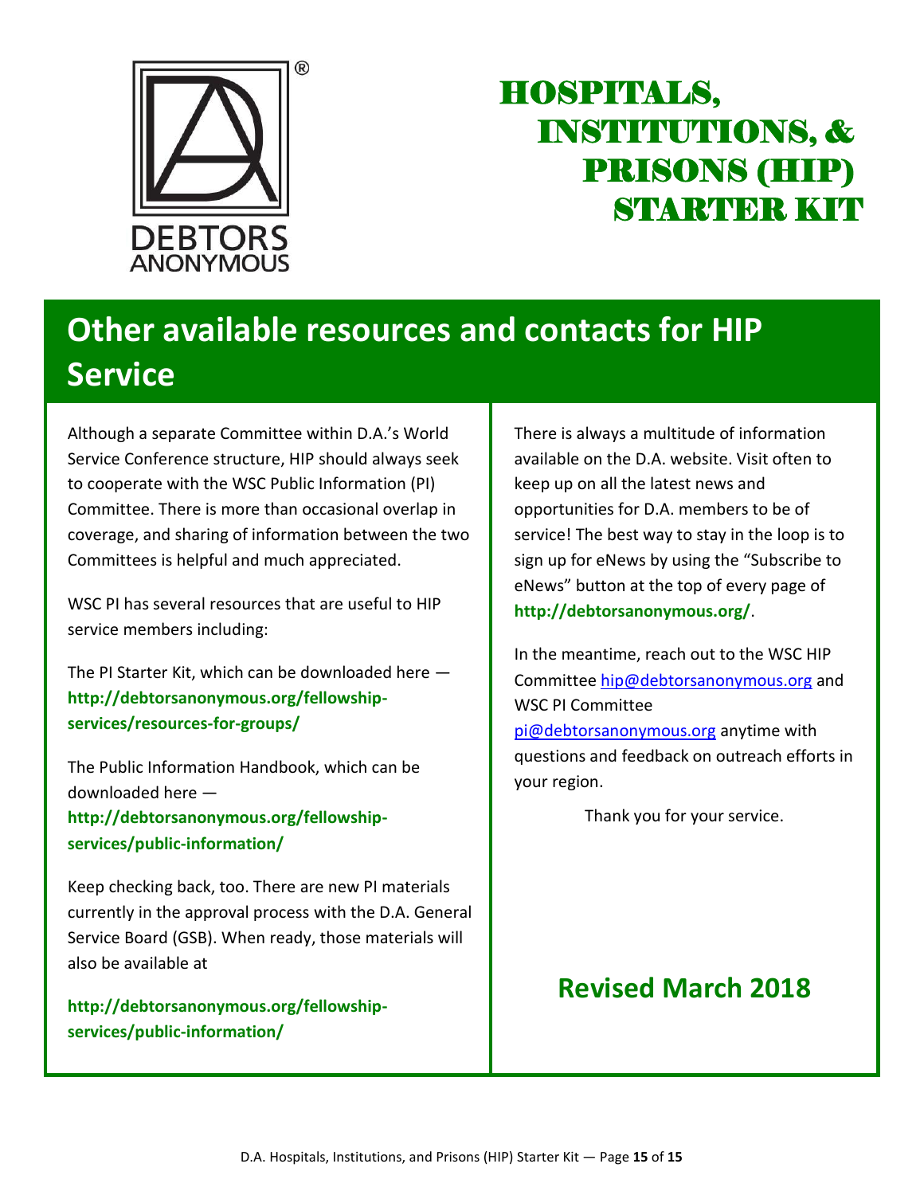DEBTORS ANONYMOUS®

# HOSPITALS, INSTITUTIONS, & PRISONS (HIP) STARTER KIT

## Other available resources and contacts for HIP Service

Although a separate Committee within D.A.'s World Service Conference structure, HIP should always seek to cooperate with the WSC Public Information (PI) Committee. There is more than occasional overlap in coverage, and sharing of information between the two Committees is helpful and much appreciated.

WSC PI has several resources that are useful to HIP service members including:

The PI Starter Kit, which can be downloaded here — **http://debtorsanonymous.org/fellowship-services/resources-for-groups/**

The Public Information Handbook, which can be downloaded here — **http://debtorsanonymous.org/fellowship-services/public-information/**

Keep checking back, too. There are new PI materials currently in the approval process with the D.A. General Service Board (GSB). When ready, those materials will also be available at

**http://debtorsanonymous.org/fellowship-services/public-information/**

There is always a multitude of information available on the D.A. website. Visit often to keep up on all the latest news and opportunities for D.A. members to be of service! The best way to stay in the loop is to sign up for eNews by using the "Subscribe to eNews" button at the top of every page of **http://debtorsanonymous.org/**.

In the meantime, reach out to the WSC HIP Committee hip@debtorsanonymous.org and WSC PI Committee pi@debtorsanonymous.org anytime with questions and feedback on outreach efforts in your region.

Thank you for your service.

## Revised March 2018